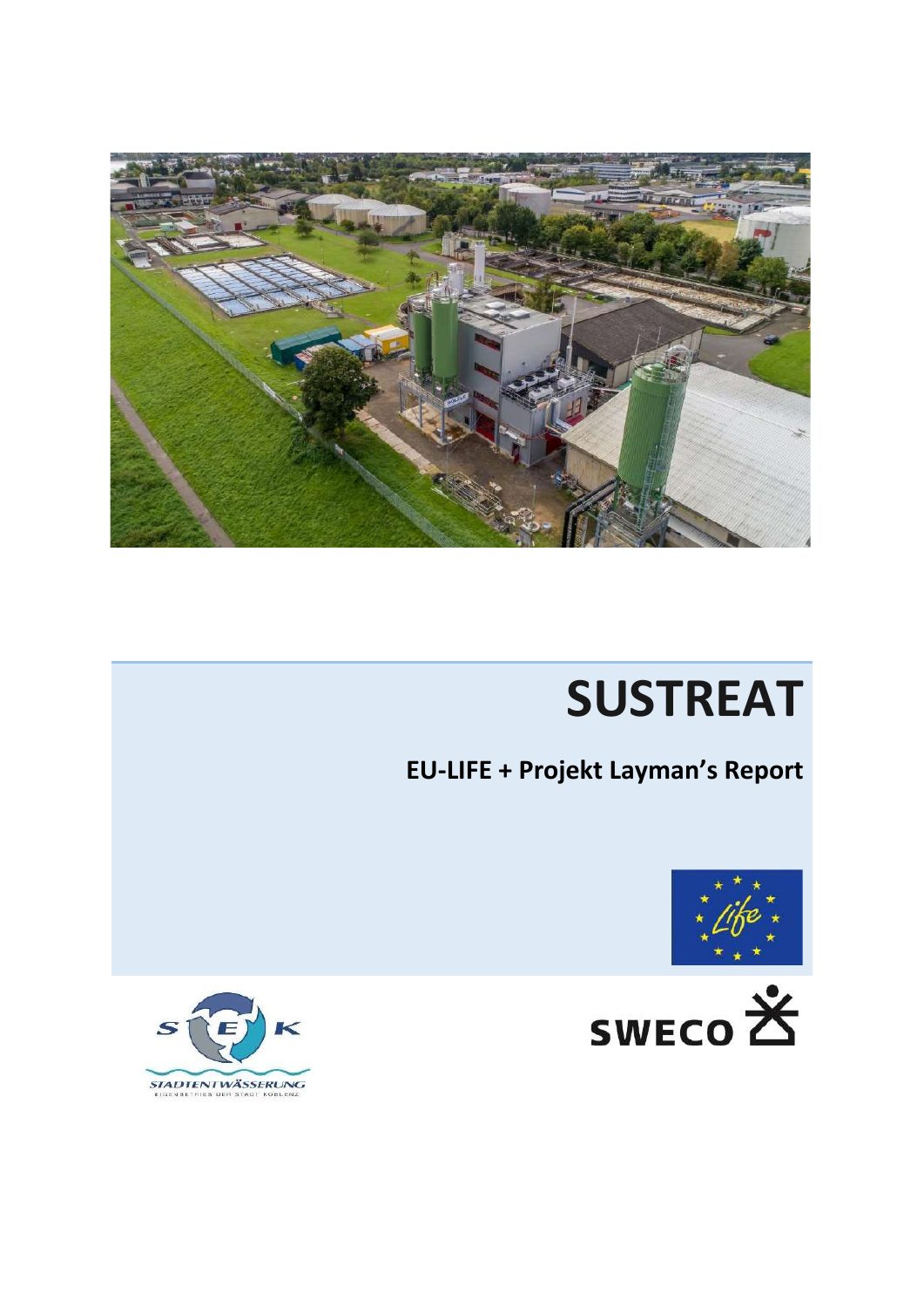# SUSTREAT

## EU-LIFE + Projekt Layman's Report

STADTENTWÄSSERUNG
EIGENBETRIEB DER STADT KOBLENZ

SWECO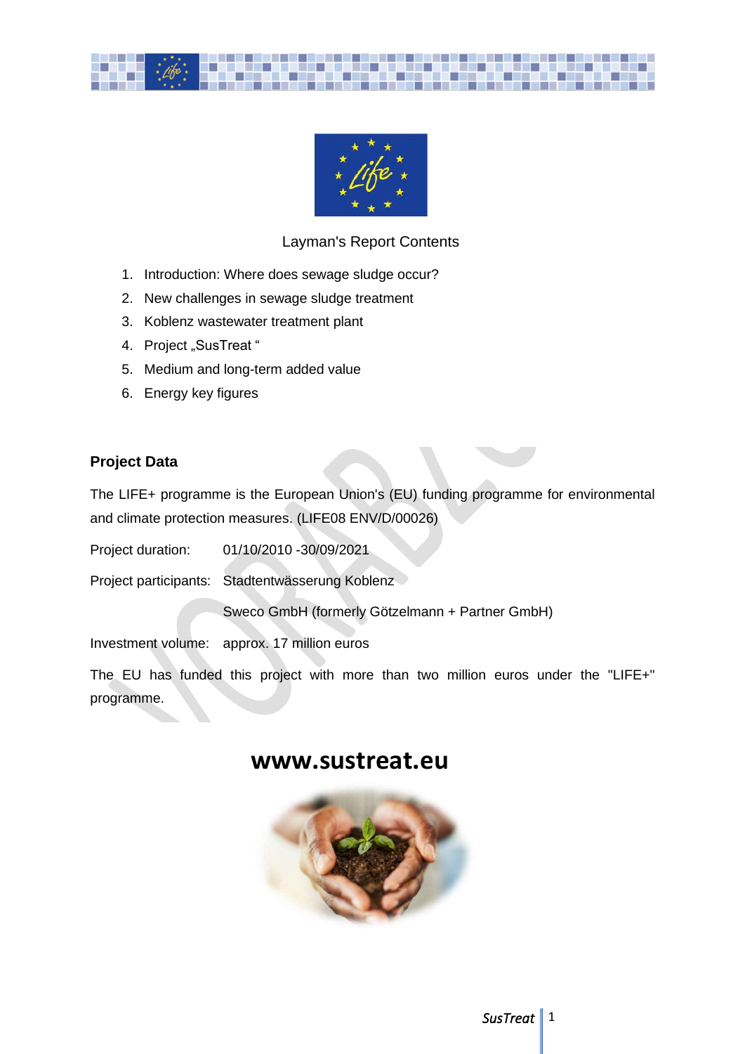Layman's Report Contents

1. Introduction: Where does sewage sludge occur?
2. New challenges in sewage sludge treatment
3. Koblenz wastewater treatment plant
4. Project „SusTreat "
5. Medium and long-term added value
6. Energy key figures

**Project Data**

The LIFE+ programme is the European Union's (EU) funding programme for environmental and climate protection measures. (LIFE08 ENV/D/00026)

Project duration: 01/10/2010 -30/09/2021

Project participants: Stadtentwässerung Koblenz

Sweco GmbH (formerly Götzelmann + Partner GmbH)

Investment volume: approx. 17 million euros

The EU has funded this project with more than two million euros under the "LIFE+" programme.

**www.sustreat.eu**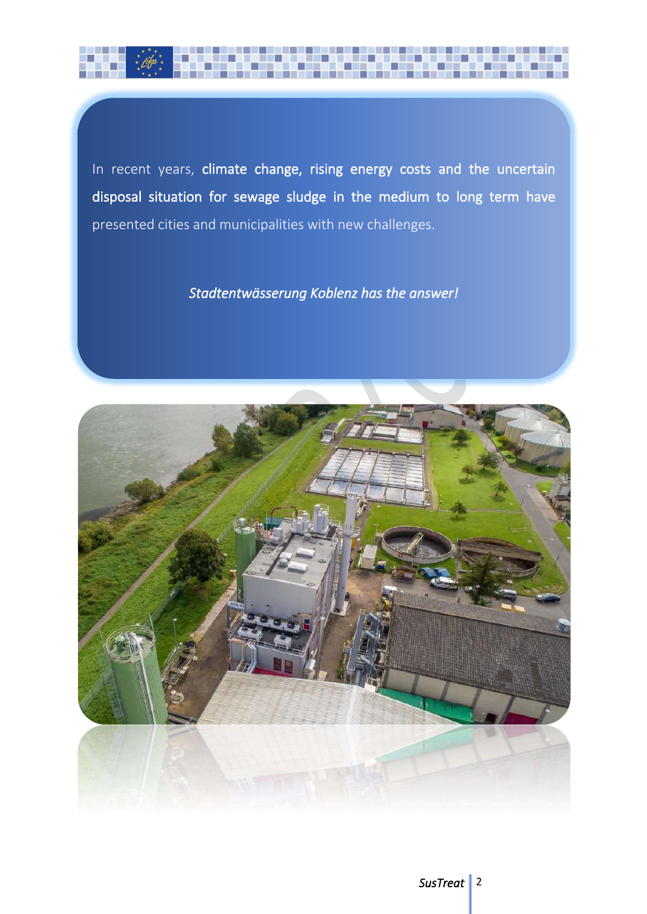In recent years, **climate change, rising energy costs and the uncertain disposal situation for sewage sludge in the medium to long term have** presented cities and municipalities with new challenges.

*Stadtentwässerung Koblenz has the answer!*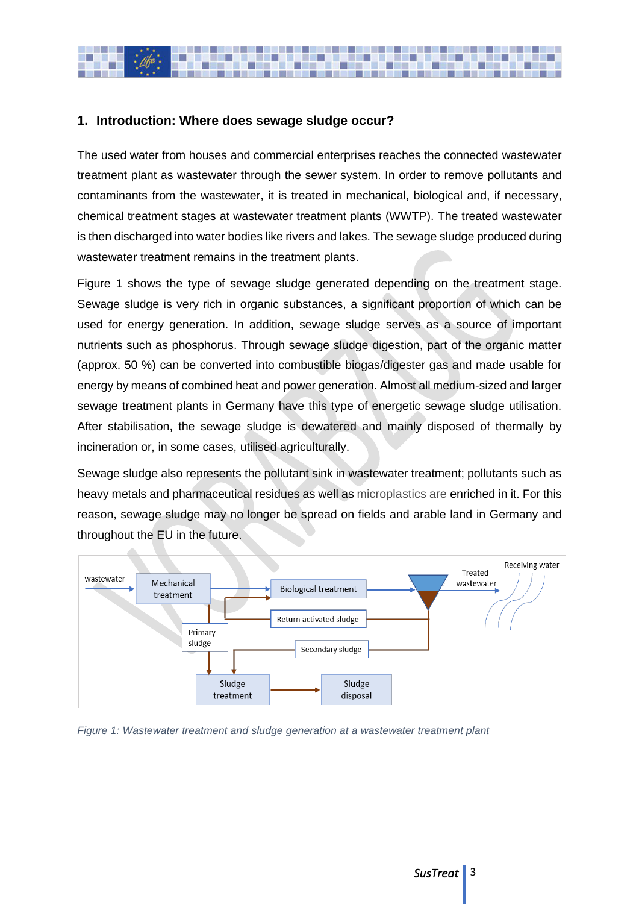## 1. Introduction: Where does sewage sludge occur?

The used water from houses and commercial enterprises reaches the connected wastewater treatment plant as wastewater through the sewer system. In order to remove pollutants and contaminants from the wastewater, it is treated in mechanical, biological and, if necessary, chemical treatment stages at wastewater treatment plants (WWTP). The treated wastewater is then discharged into water bodies like rivers and lakes. The sewage sludge produced during wastewater treatment remains in the treatment plants.

Figure 1 shows the type of sewage sludge generated depending on the treatment stage. Sewage sludge is very rich in organic substances, a significant proportion of which can be used for energy generation. In addition, sewage sludge serves as a source of important nutrients such as phosphorus. Through sewage sludge digestion, part of the organic matter (approx. 50 %) can be converted into combustible biogas/digester gas and made usable for energy by means of combined heat and power generation. Almost all medium-sized and larger sewage treatment plants in Germany have this type of energetic sewage sludge utilisation. After stabilisation, the sewage sludge is dewatered and mainly disposed of thermally by incineration or, in some cases, utilised agriculturally.

Sewage sludge also represents the pollutant sink in wastewater treatment; pollutants such as heavy metals and pharmaceutical residues as well as microplastics are enriched in it. For this reason, sewage sludge may no longer be spread on fields and arable land in Germany and throughout the EU in the future.

wastewater → Mechanical treatment → Biological treatment → Treated wastewater → Receiving water

Return activated sludge · Primary sludge · Secondary sludge · Sludge treatment → Sludge disposal

*Figure 1: Wastewater treatment and sludge generation at a wastewater treatment plant*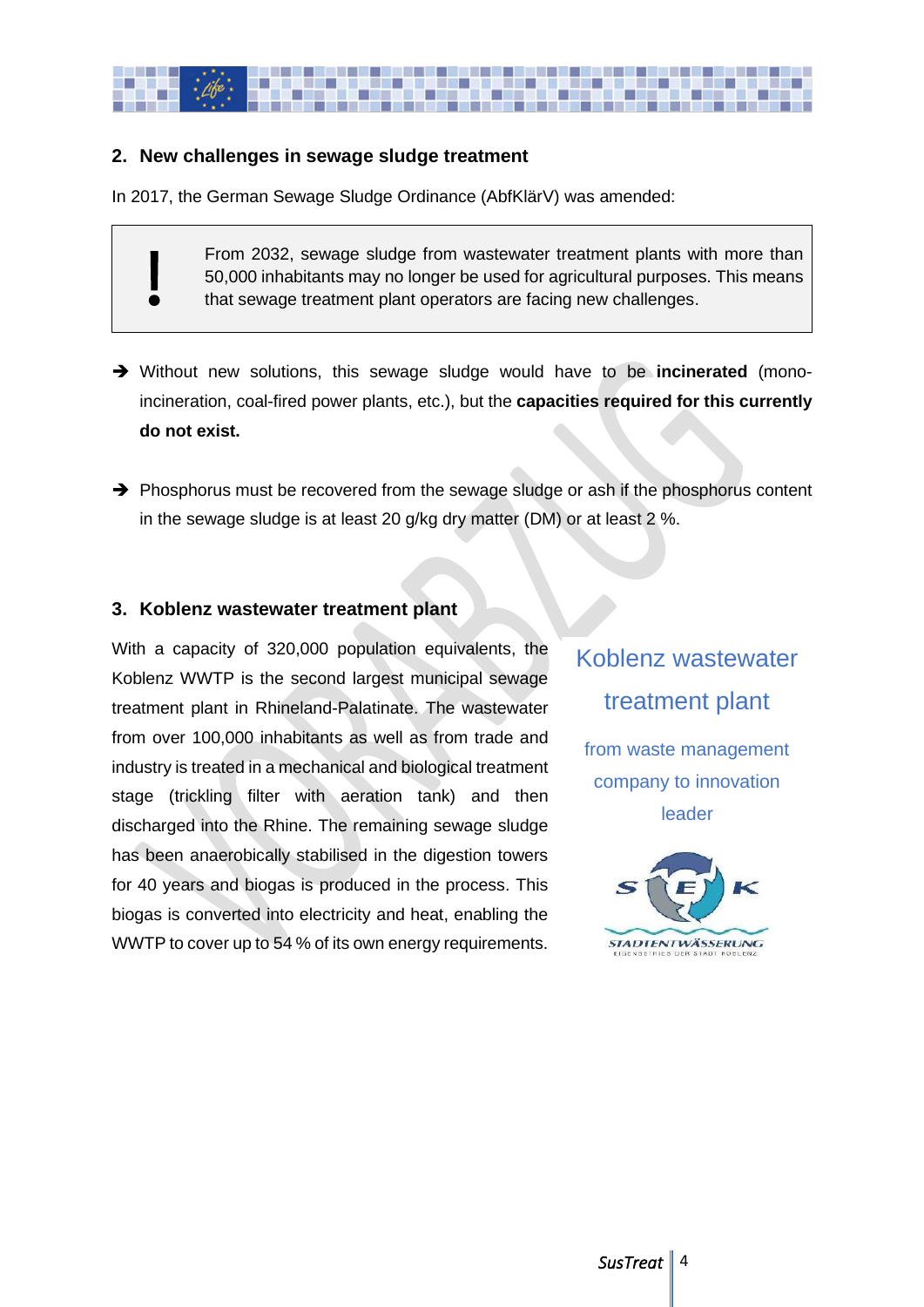## 2. New challenges in sewage sludge treatment

In 2017, the German Sewage Sludge Ordinance (AbfKlärV) was amended:

> **!** From 2032, sewage sludge from wastewater treatment plants with more than 50,000 inhabitants may no longer be used for agricultural purposes. This means that sewage treatment plant operators are facing new challenges.

➔ Without new solutions, this sewage sludge would have to be **incinerated** (mono-incineration, coal-fired power plants, etc.), but the **capacities required for this currently do not exist.**

➔ Phosphorus must be recovered from the sewage sludge or ash if the phosphorus content in the sewage sludge is at least 20 g/kg dry matter (DM) or at least 2 %.

## 3. Koblenz wastewater treatment plant

With a capacity of 320,000 population equivalents, the Koblenz WWTP is the second largest municipal sewage treatment plant in Rhineland-Palatinate. The wastewater from over 100,000 inhabitants as well as from trade and industry is treated in a mechanical and biological treatment stage (trickling filter with aeration tank) and then discharged into the Rhine. The remaining sewage sludge has been anaerobically stabilised in the digestion towers for 40 years and biogas is produced in the process. This biogas is converted into electricity and heat, enabling the WWTP to cover up to 54 % of its own energy requirements.

Koblenz wastewater treatment plant

from waste management company to innovation leader

STADTENTWÄSSERUNG
EIGENBETRIEB DER STADT KOBLENZ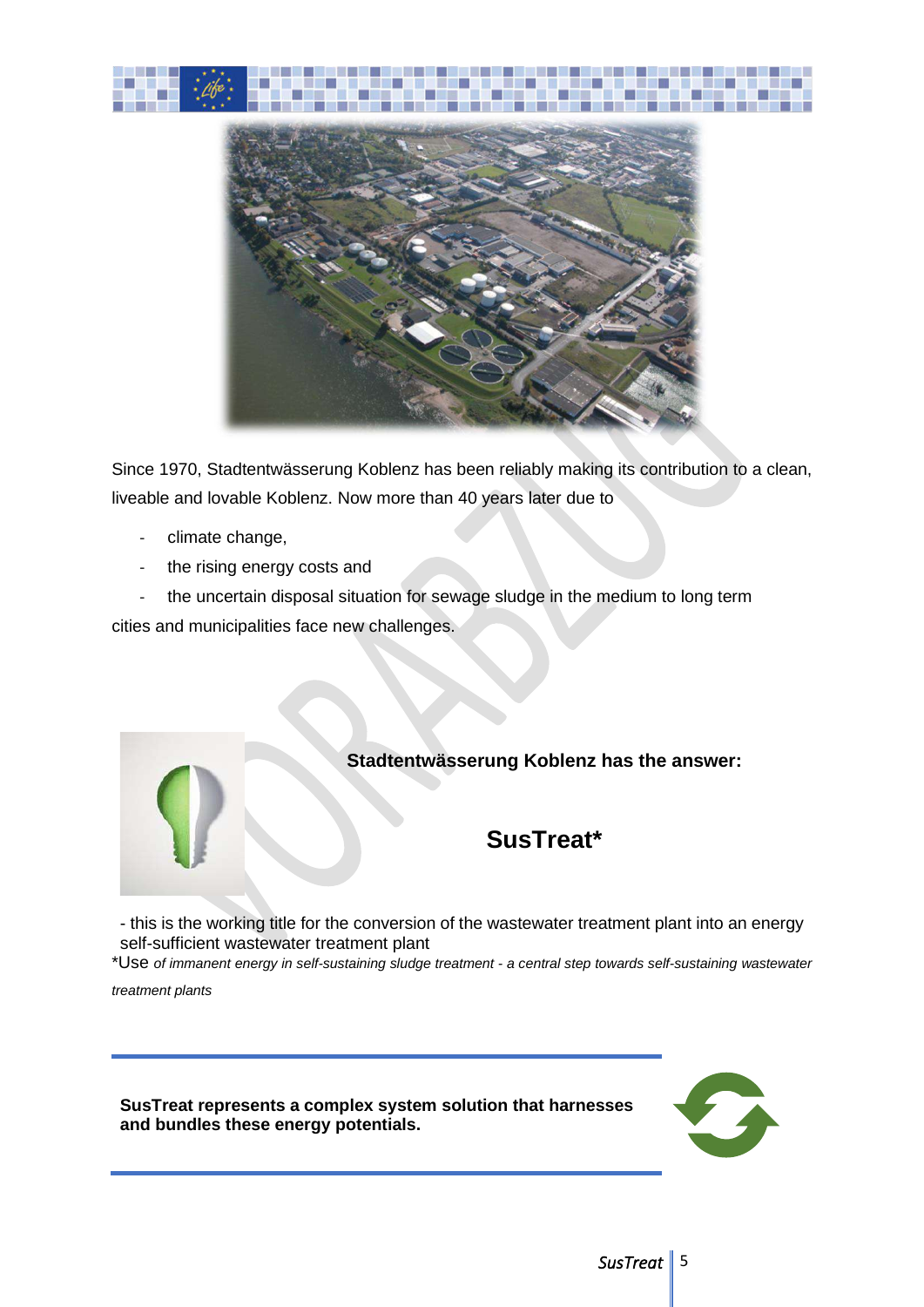Since 1970, Stadtentwässerung Koblenz has been reliably making its contribution to a clean, liveable and lovable Koblenz. Now more than 40 years later due to

- climate change,
- the rising energy costs and
- the uncertain disposal situation for sewage sludge in the medium to long term

cities and municipalities face new challenges.

**Stadtentwässerung Koblenz has the answer:**

## SusTreat*

- this is the working title for the conversion of the wastewater treatment plant into an energy self-sufficient wastewater treatment plant

*Use *of immanent energy in self-sustaining sludge treatment - a central step towards self-sustaining wastewater treatment plants*

---

**SusTreat represents a complex system solution that harnesses and bundles these energy potentials.**

---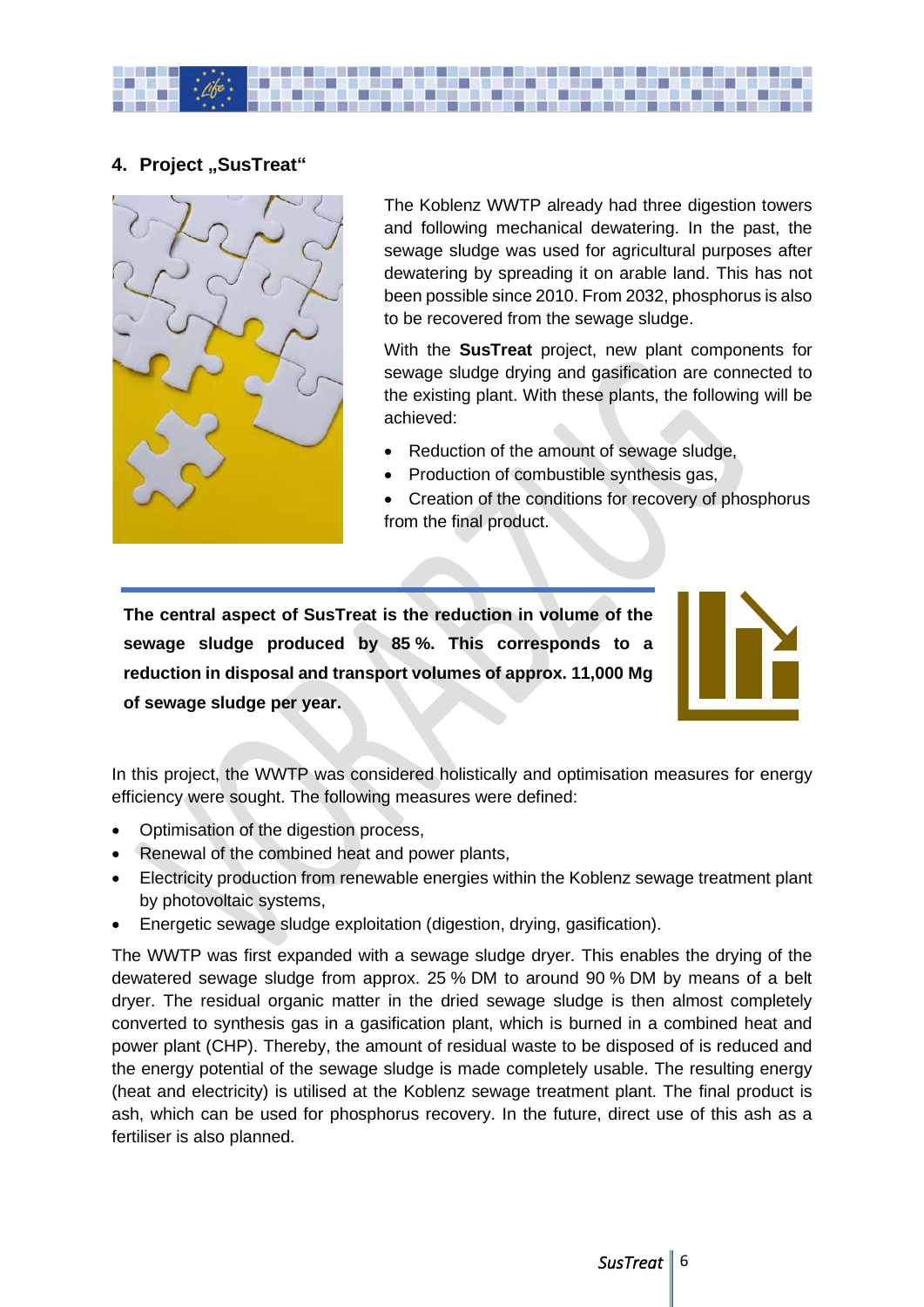## 4. Project „SusTreat“

The Koblenz WWTP already had three digestion towers and following mechanical dewatering. In the past, the sewage sludge was used for agricultural purposes after dewatering by spreading it on arable land. This has not been possible since 2010. From 2032, phosphorus is also to be recovered from the sewage sludge.

With the **SusTreat** project, new plant components for sewage sludge drying and gasification are connected to the existing plant. With these plants, the following will be achieved:

- Reduction of the amount of sewage sludge,
- Production of combustible synthesis gas,
- Creation of the conditions for recovery of phosphorus from the final product.

**The central aspect of SusTreat is the reduction in volume of the sewage sludge produced by 85 %. This corresponds to a reduction in disposal and transport volumes of approx. 11,000 Mg of sewage sludge per year.**

In this project, the WWTP was considered holistically and optimisation measures for energy efficiency were sought. The following measures were defined:

- Optimisation of the digestion process,
- Renewal of the combined heat and power plants,
- Electricity production from renewable energies within the Koblenz sewage treatment plant by photovoltaic systems,
- Energetic sewage sludge exploitation (digestion, drying, gasification).

The WWTP was first expanded with a sewage sludge dryer. This enables the drying of the dewatered sewage sludge from approx. 25 % DM to around 90 % DM by means of a belt dryer. The residual organic matter in the dried sewage sludge is then almost completely converted to synthesis gas in a gasification plant, which is burned in a combined heat and power plant (CHP). Thereby, the amount of residual waste to be disposed of is reduced and the energy potential of the sewage sludge is made completely usable. The resulting energy (heat and electricity) is utilised at the Koblenz sewage treatment plant. The final product is ash, which can be used for phosphorus recovery. In the future, direct use of this ash as a fertiliser is also planned.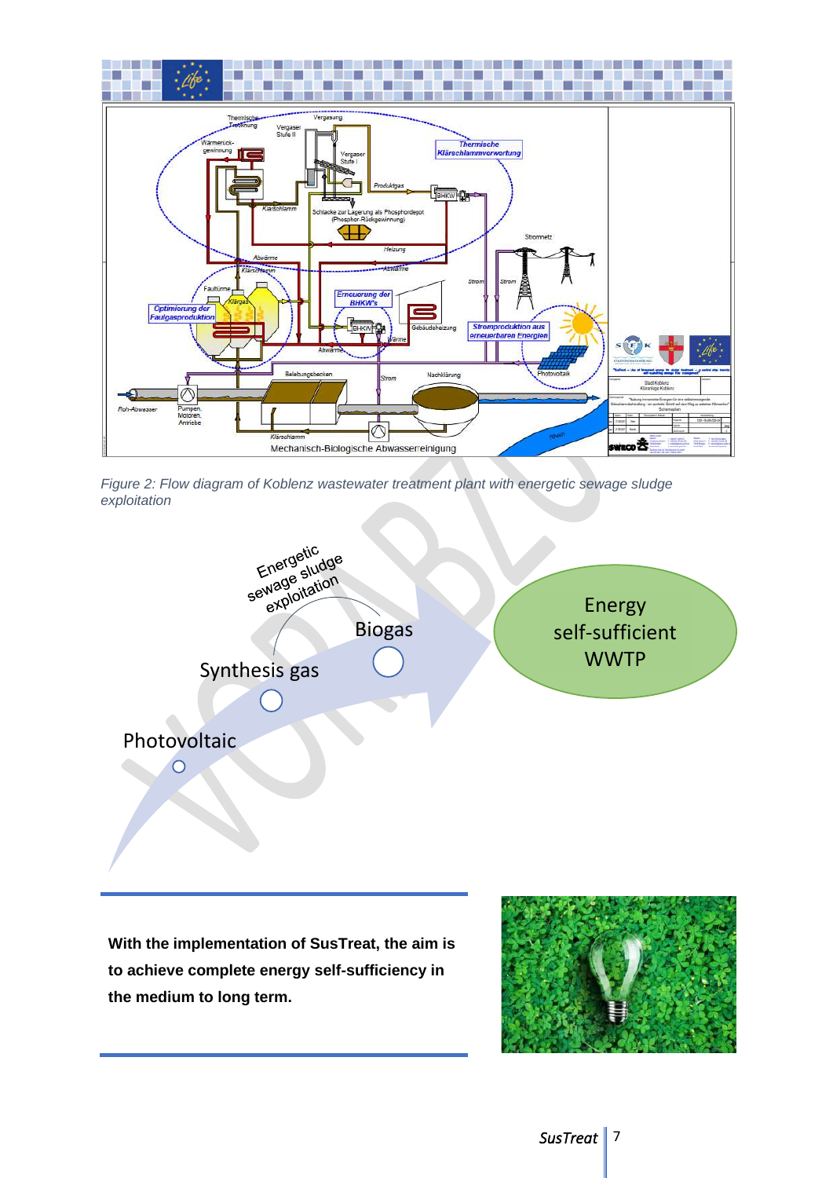*Figure 2: Flow diagram of Koblenz wastewater treatment plant with energetic sewage sludge exploitation*

**With the implementation of SusTreat, the aim is to achieve complete energy self-sufficiency in the medium to long term.**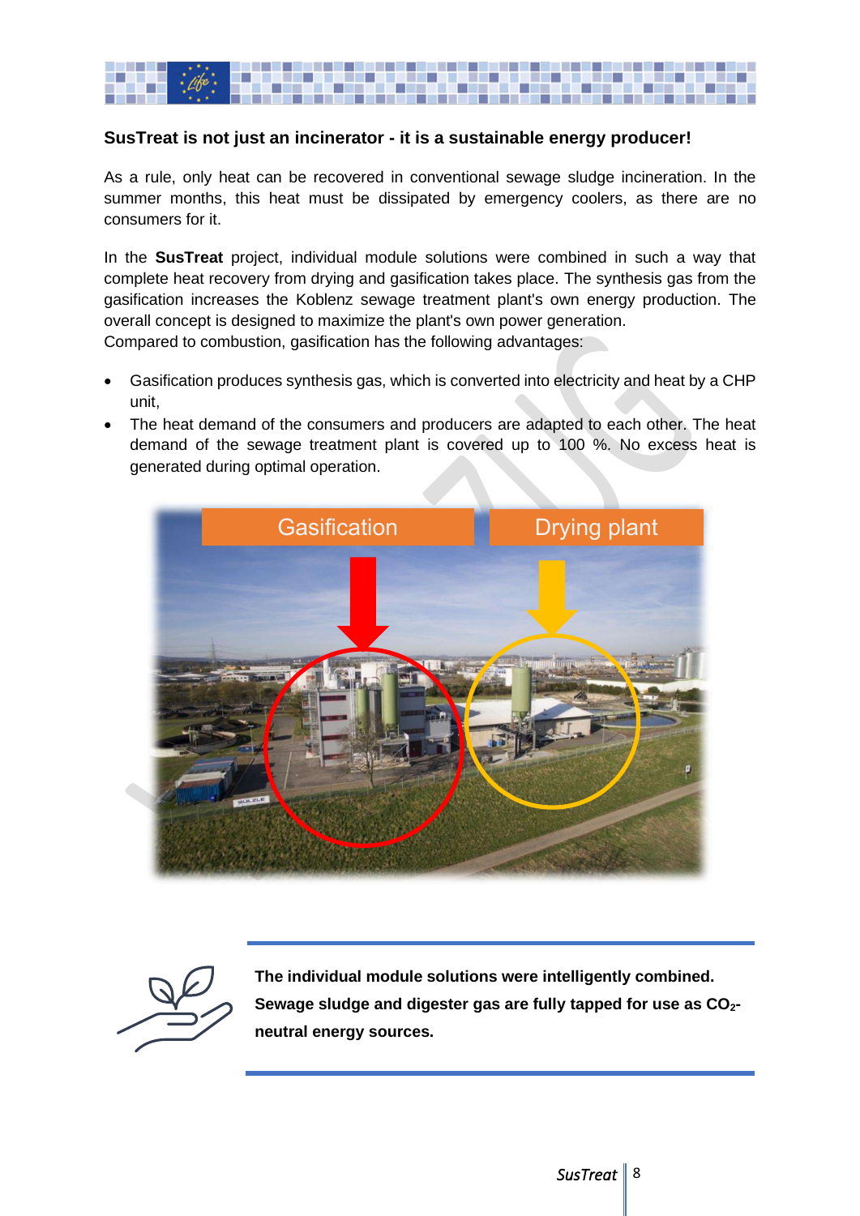**SusTreat is not just an incinerator - it is a sustainable energy producer!**

As a rule, only heat can be recovered in conventional sewage sludge incineration. In the summer months, this heat must be dissipated by emergency coolers, as there are no consumers for it.

In the **SusTreat** project, individual module solutions were combined in such a way that complete heat recovery from drying and gasification takes place. The synthesis gas from the gasification increases the Koblenz sewage treatment plant's own energy production. The overall concept is designed to maximize the plant's own power generation.
Compared to combustion, gasification has the following advantages:

- Gasification produces synthesis gas, which is converted into electricity and heat by a CHP unit,
- The heat demand of the consumers and producers are adapted to each other. The heat demand of the sewage treatment plant is covered up to 100 %. No excess heat is generated during optimal operation.

Gasification

Drying plant

**The individual module solutions were intelligently combined. Sewage sludge and digester gas are fully tapped for use as $CO_2$-neutral energy sources.**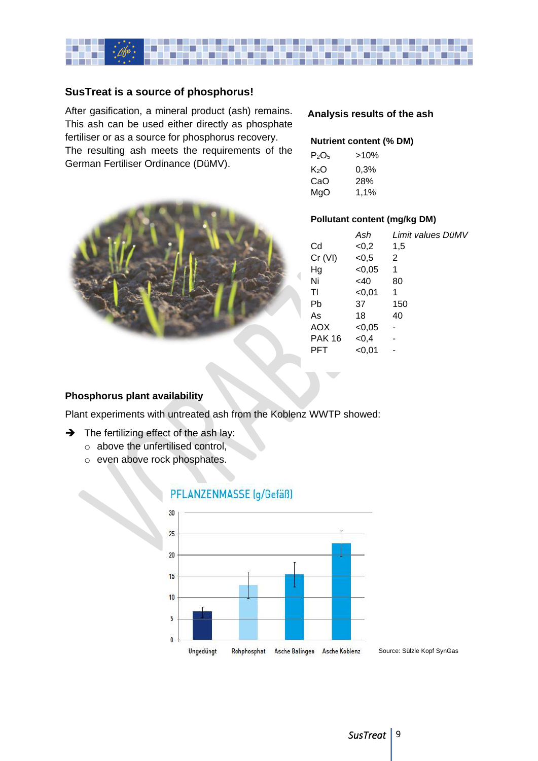## SusTreat is a source of phosphorus!

After gasification, a mineral product (ash) remains. This ash can be used either directly as phosphate fertiliser or as a source for phosphorus recovery. The resulting ash meets the requirements of the German Fertiliser Ordinance (DüMV).

### Analysis results of the ash

**Nutrient content (% DM)**

| | |
|---|---|
| $P_2O_5$ | >10% |
| $K_2O$ | 0,3% |
| CaO | 28% |
| MgO | 1,1% |

**Pollutant content (mg/kg DM)**

| | *Ash* | *Limit values DüMV* |
|---|---|---|
| Cd | <0,2 | 1,5 |
| Cr (VI) | <0,5 | 2 |
| Hg | <0,05 | 1 |
| Ni | <40 | 80 |
| Tl | <0,01 | 1 |
| Pb | 37 | 150 |
| As | 18 | 40 |
| AOX | <0,05 | - |
| PAK 16 | <0,4 | - |
| PFT | <0,01 | - |

### Phosphorus plant availability

Plant experiments with untreated ash from the Koblenz WWTP showed:

- The fertilizing effect of the ash lay:
  - above the unfertilised control,
  - even above rock phosphates.

PFLANZENMASSE (g/Gefäß)

Ungedüngt | Rohphosphat | Asche Balingen | Asche Koblenz

Source: Sülzle Kopf SynGas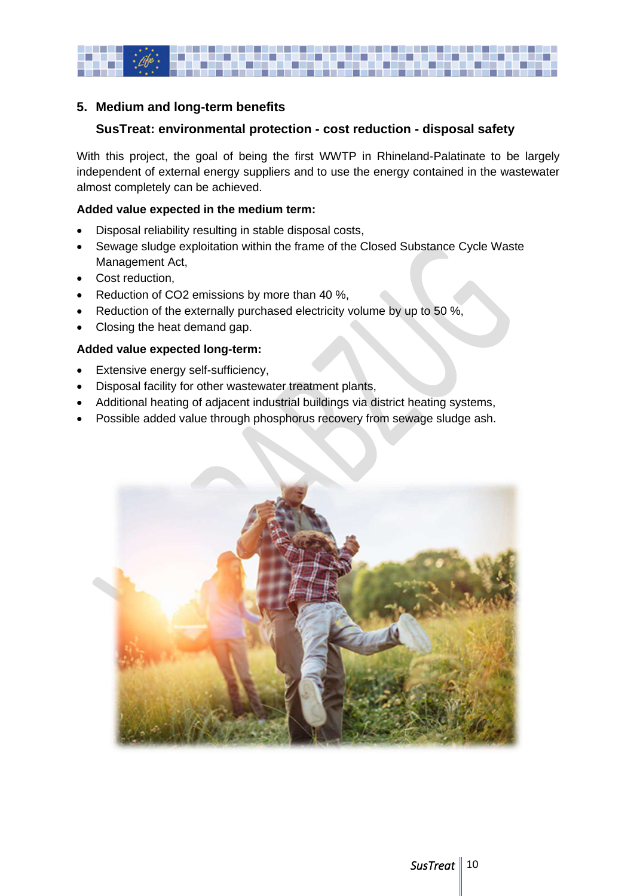## 5. Medium and long-term benefits

### SusTreat: environmental protection - cost reduction - disposal safety

With this project, the goal of being the first WWTP in Rhineland-Palatinate to be largely independent of external energy suppliers and to use the energy contained in the wastewater almost completely can be achieved.

**Added value expected in the medium term:**

- Disposal reliability resulting in stable disposal costs,
- Sewage sludge exploitation within the frame of the Closed Substance Cycle Waste Management Act,
- Cost reduction,
- Reduction of $CO_2$ emissions by more than 40 %,
- Reduction of the externally purchased electricity volume by up to 50 %,
- Closing the heat demand gap.

**Added value expected long-term:**

- Extensive energy self-sufficiency,
- Disposal facility for other wastewater treatment plants,
- Additional heating of adjacent industrial buildings via district heating systems,
- Possible added value through phosphorus recovery from sewage sludge ash.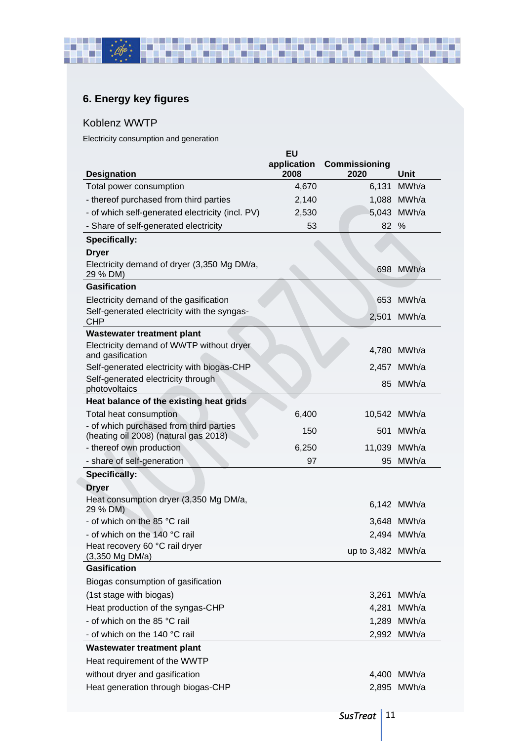## 6. Energy key figures

### Koblenz WWTP

Electricity consumption and generation

| Designation | EU application 2008 | Commissioning 2020 | Unit |
|---|---|---|---|
| Total power consumption | 4,670 | 6,131 | MWh/a |
| - thereof purchased from third parties | 2,140 | 1,088 | MWh/a |
| - of which self-generated electricity (incl. PV) | 2,530 | 5,043 | MWh/a |
| - Share of self-generated electricity | 53 | 82 | % |
| **Specifically:** | | | |
| **Dryer** | | | |
| Electricity demand of dryer (3,350 Mg DM/a, 29 % DM) | | 698 | MWh/a |
| **Gasification** | | | |
| Electricity demand of the gasification | | 653 | MWh/a |
| Self-generated electricity with the syngas-CHP | | 2,501 | MWh/a |
| **Wastewater treatment plant** | | | |
| Electricity demand of WWTP without dryer and gasification | | 4,780 | MWh/a |
| Self-generated electricity with biogas-CHP | | 2,457 | MWh/a |
| Self-generated electricity through photovoltaics | | 85 | MWh/a |
| **Heat balance of the existing heat grids** | | | |
| Total heat consumption | 6,400 | 10,542 | MWh/a |
| - of which purchased from third parties (heating oil 2008) (natural gas 2018) | 150 | 501 | MWh/a |
| - thereof own production | 6,250 | 11,039 | MWh/a |
| - share of self-generation | 97 | 95 | MWh/a |
| **Specifically:** | | | |
| **Dryer** | | | |
| Heat consumption dryer (3,350 Mg DM/a, 29 % DM) | | 6,142 | MWh/a |
| - of which on the 85 °C rail | | 3,648 | MWh/a |
| - of which on the 140 °C rail | | 2,494 | MWh/a |
| Heat recovery 60 °C rail dryer (3,350 Mg DM/a) | | up to 3,482 | MWh/a |
| **Gasification** | | | |
| Biogas consumption of gasification | | | |
| (1st stage with biogas) | | 3,261 | MWh/a |
| Heat production of the syngas-CHP | | 4,281 | MWh/a |
| - of which on the 85 °C rail | | 1,289 | MWh/a |
| - of which on the 140 °C rail | | 2,992 | MWh/a |
| **Wastewater treatment plant** | | | |
| Heat requirement of the WWTP | | | |
| without dryer and gasification | | 4,400 | MWh/a |
| Heat generation through biogas-CHP | | 2,895 | MWh/a |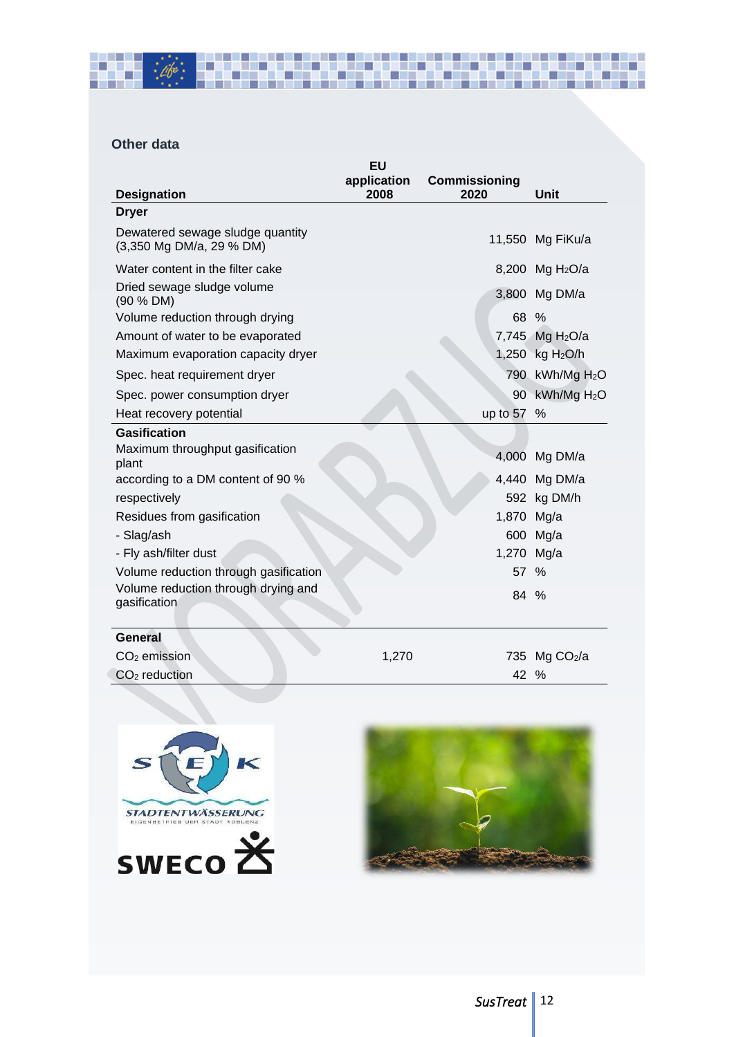## Other data

| Designation | EU application 2008 | Commissioning 2020 | Unit |
|---|---|---|---|
| **Dryer** | | | |
| Dewatered sewage sludge quantity (3,350 Mg DM/a, 29 % DM) | | 11,550 | Mg FiKu/a |
| Water content in the filter cake | | 8,200 | Mg $H_2O$/a |
| Dried sewage sludge volume (90 % DM) | | 3,800 | Mg DM/a |
| Volume reduction through drying | | 68 | % |
| Amount of water to be evaporated | | 7,745 | Mg $H_2O$/a |
| Maximum evaporation capacity dryer | | 1,250 | kg $H_2O$/h |
| Spec. heat requirement dryer | | 790 | kWh/Mg $H_2O$ |
| Spec. power consumption dryer | | 90 | kWh/Mg $H_2O$ |
| Heat recovery potential | | up to 57 | % |
| **Gasification** | | | |
| Maximum throughput gasification plant | | 4,000 | Mg DM/a |
| according to a DM content of 90 % | | 4,440 | Mg DM/a |
| respectively | | 592 | kg DM/h |
| Residues from gasification | | 1,870 | Mg/a |
| - Slag/ash | | 600 | Mg/a |
| - Fly ash/filter dust | | 1,270 | Mg/a |
| Volume reduction through gasification | | 57 | % |
| Volume reduction through drying and gasification | | 84 | % |
| **General** | | | |
| $CO_2$ emission | 1,270 | 735 | Mg $CO_2$/a |
| $CO_2$ reduction | | 42 | % |